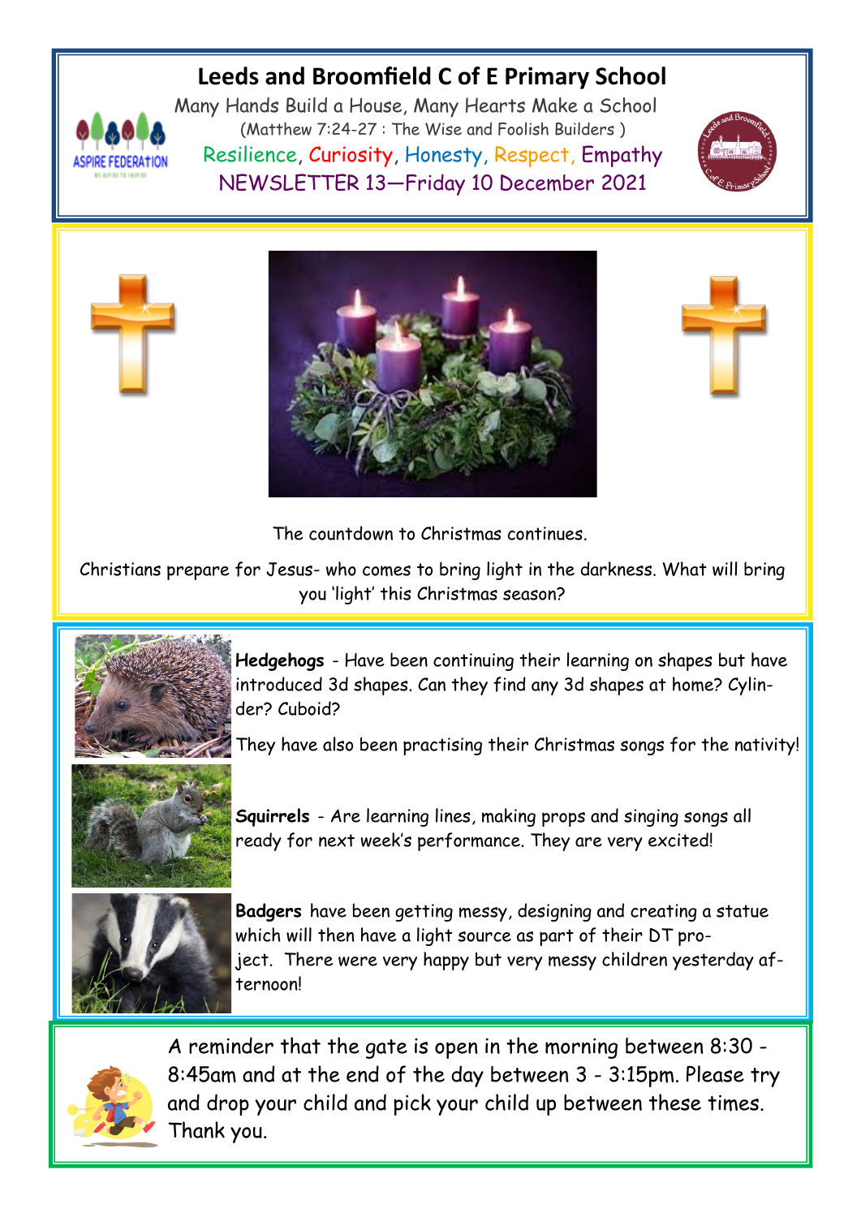# Leeds and Broomfield C of E Primary School

Many Hands Build a House, Many Hearts Make a School

(Matthew 7:24-27 : The Wise and Foolish Builders )

Resilience, Curiosity, Honesty, Respect, Empathy

NEWSLETTER 13—Friday 10 December 2021

The countdown to Christmas continues.

Christians prepare for Jesus- who comes to bring light in the darkness. What will bring you 'light' this Christmas season?

**Hedgehogs** - Have been continuing their learning on shapes but have introduced 3d shapes. Can they find any 3d shapes at home? Cylinder? Cuboid?

They have also been practising their Christmas songs for the nativity!

**Squirrels** - Are learning lines, making props and singing songs all ready for next week's performance. They are very excited!

**Badgers** have been getting messy, designing and creating a statue which will then have a light source as part of their DT project. There were very happy but very messy children yesterday afternoon!

A reminder that the gate is open in the morning between 8:30 - 8:45am and at the end of the day between 3 - 3:15pm. Please try and drop your child and pick your child up between these times. Thank you.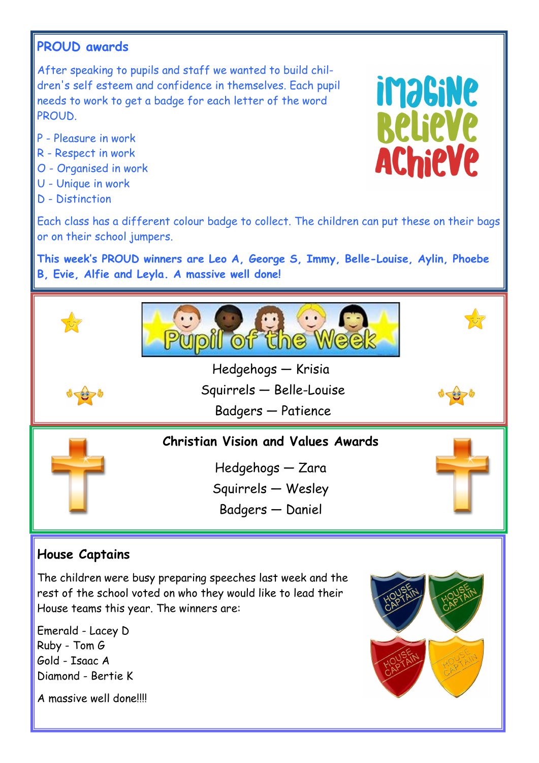## PROUD awards

After speaking to pupils and staff we wanted to build children's self esteem and confidence in themselves. Each pupil needs to work to get a badge for each letter of the word PROUD.

P - Pleasure in work
R - Respect in work
O - Organised in work
U - Unique in work
D - Distinction

Each class has a different colour badge to collect. The children can put these on their bags or on their school jumpers.

**This week's PROUD winners are Leo A, George S, Immy, Belle-Louise, Aylin, Phoebe B, Evie, Alfie and Leyla. A massive well done!**

## Pupil of the Week

Hedgehogs — Krisia
Squirrels — Belle-Louise
Badgers — Patience

## Christian Vision and Values Awards

Hedgehogs — Zara
Squirrels — Wesley
Badgers — Daniel

## House Captains

The children were busy preparing speeches last week and the rest of the school voted on who they would like to lead their House teams this year. The winners are:

Emerald - Lacey D
Ruby - Tom G
Gold - Isaac A
Diamond - Bertie K

A massive well done!!!!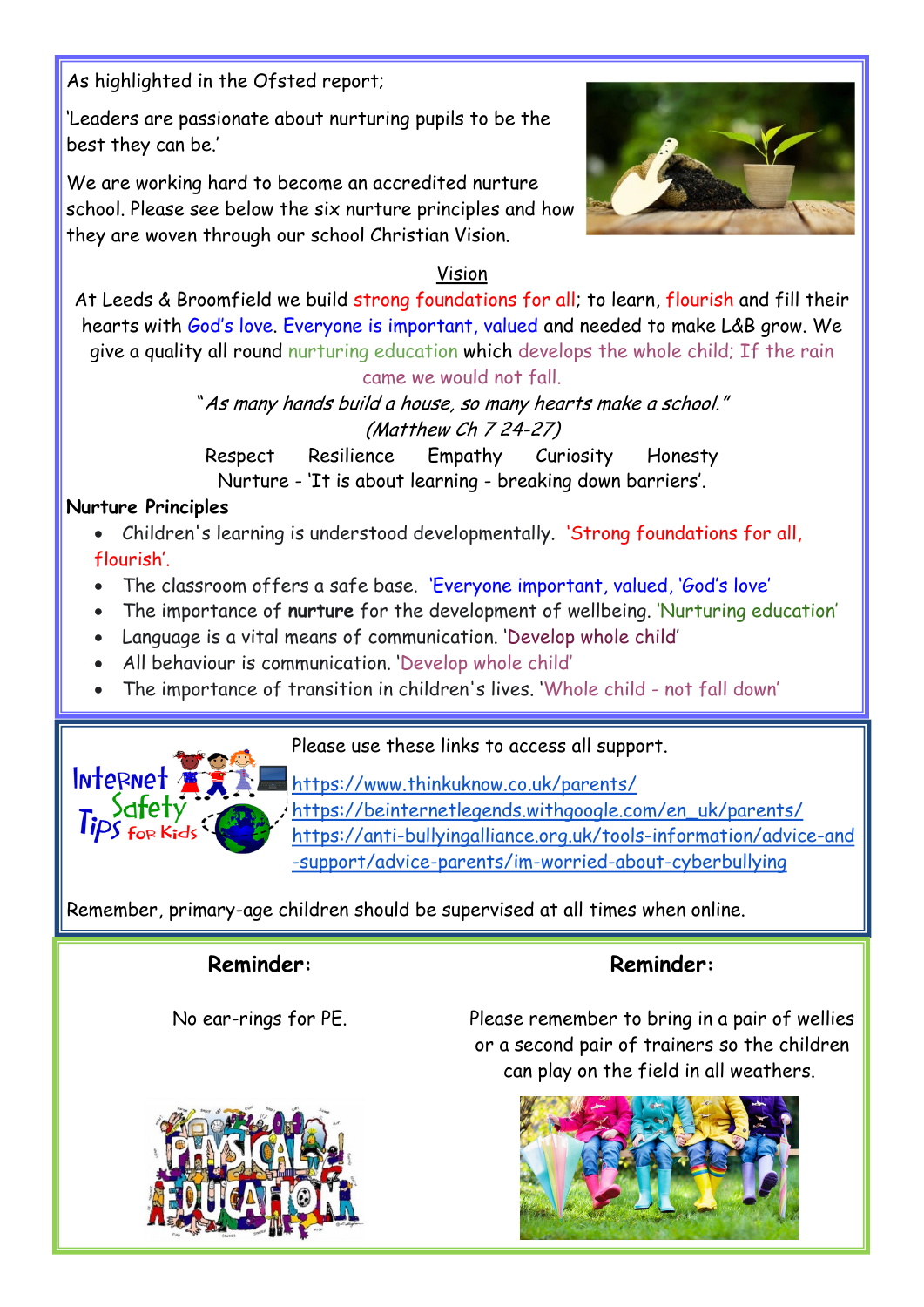As highlighted in the Ofsted report;

'Leaders are passionate about nurturing pupils to be the best they can be.'

We are working hard to become an accredited nurture school. Please see below the six nurture principles and how they are woven through our school Christian Vision.

## Vision

At Leeds & Broomfield we build strong foundations for all; to learn, flourish and fill their hearts with God's love. Everyone is important, valued and needed to make L&B grow. We give a quality all round nurturing education which develops the whole child; If the rain came we would not fall.

*"As many hands build a house, so many hearts make a school."*

*(Matthew Ch 7 24-27)*

Respect    Resilience    Empathy    Curiosity    Honesty

Nurture - 'It is about learning - breaking down barriers'.

**Nurture Principles**

- Children's learning is understood developmentally. 'Strong foundations for all, flourish'.
- The classroom offers a safe base. 'Everyone important, valued, 'God's love'
- The importance of **nurture** for the development of wellbeing. 'Nurturing education'
- Language is a vital means of communication. 'Develop whole child'
- All behaviour is communication. 'Develop whole child'
- The importance of transition in children's lives. 'Whole child - not fall down'

Internet Safety Tips for Kids

Please use these links to access all support.

https://www.thinkuknow.co.uk/parents/
https://beinternetlegends.withgoogle.com/en_uk/parents/
https://anti-bullyingalliance.org.uk/tools-information/advice-and-support/advice-parents/im-worried-about-cyberbullying

Remember, primary-age children should be supervised at all times when online.

**Reminder:**

No ear-rings for PE.

**Reminder:**

Please remember to bring in a pair of wellies or a second pair of trainers so the children can play on the field in all weathers.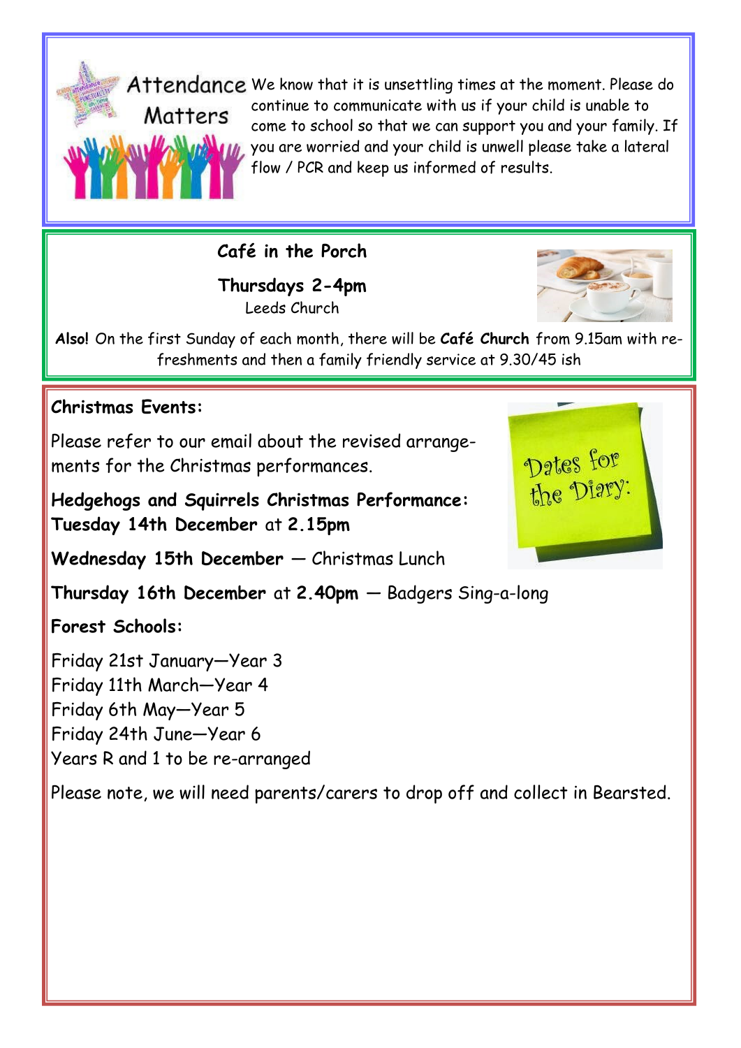## Attendance Matters

We know that it is unsettling times at the moment. Please do continue to communicate with us if your child is unable to come to school so that we can support you and your family. If you are worried and your child is unwell please take a lateral flow / PCR and keep us informed of results.

## Café in the Porch

**Thursdays 2-4pm**

Leeds Church

**Also!** On the first Sunday of each month, there will be **Café Church** from 9.15am with refreshments and then a family friendly service at 9.30/45 ish

## Dates for the Diary:

**Christmas Events:**

Please refer to our email about the revised arrangements for the Christmas performances.

**Hedgehogs and Squirrels Christmas Performance: Tuesday 14th December** at **2.15pm**

**Wednesday 15th December** — Christmas Lunch

**Thursday 16th December** at **2.40pm** — Badgers Sing-a-long

**Forest Schools:**

Friday 21st January—Year 3
Friday 11th March—Year 4
Friday 6th May—Year 5
Friday 24th June—Year 6
Years R and 1 to be re-arranged

Please note, we will need parents/carers to drop off and collect in Bearsted.